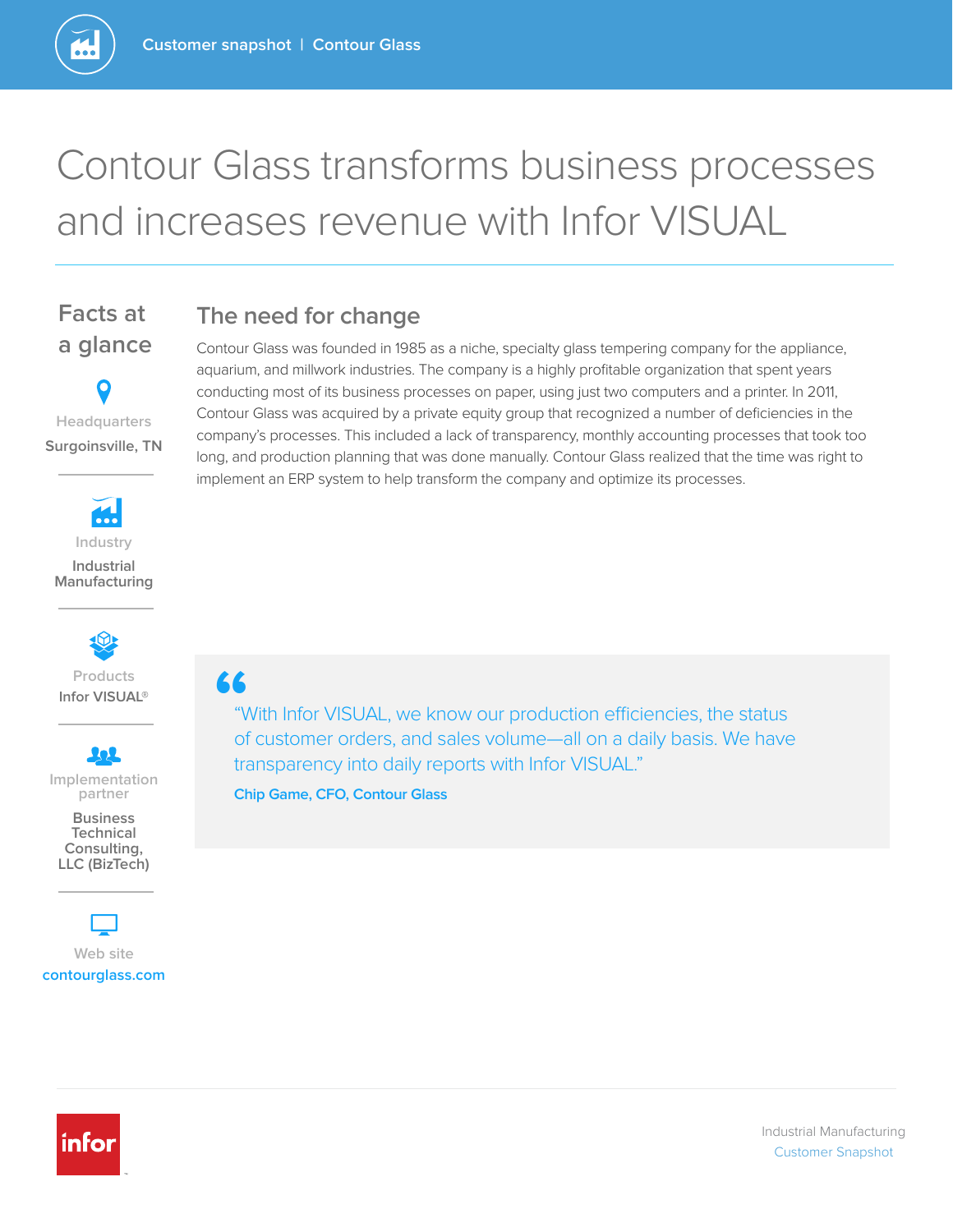Customer snapshot | Contour Glass

# Contour Glass transforms business processes and increases revenue with Infor VISUAL

## Facts at a glance

**Headquarters**
Surgoinsville, TN

**Industry**
Industrial Manufacturing

**Products**
Infor VISUAL®

**Implementation partner**
Business Technical Consulting, LLC (BizTech)

**Web site**
contourglass.com

## The need for change

Contour Glass was founded in 1985 as a niche, specialty glass tempering company for the appliance, aquarium, and millwork industries. The company is a highly profitable organization that spent years conducting most of its business processes on paper, using just two computers and a printer. In 2011, Contour Glass was acquired by a private equity group that recognized a number of deficiencies in the company's processes. This included a lack of transparency, monthly accounting processes that took too long, and production planning that was done manually. Contour Glass realized that the time was right to implement an ERP system to help transform the company and optimize its processes.

> "With Infor VISUAL, we know our production efficiencies, the status of customer orders, and sales volume—all on a daily basis. We have transparency into daily reports with Infor VISUAL."
>
> **Chip Game, CFO, Contour Glass**

Industrial Manufacturing
Customer Snapshot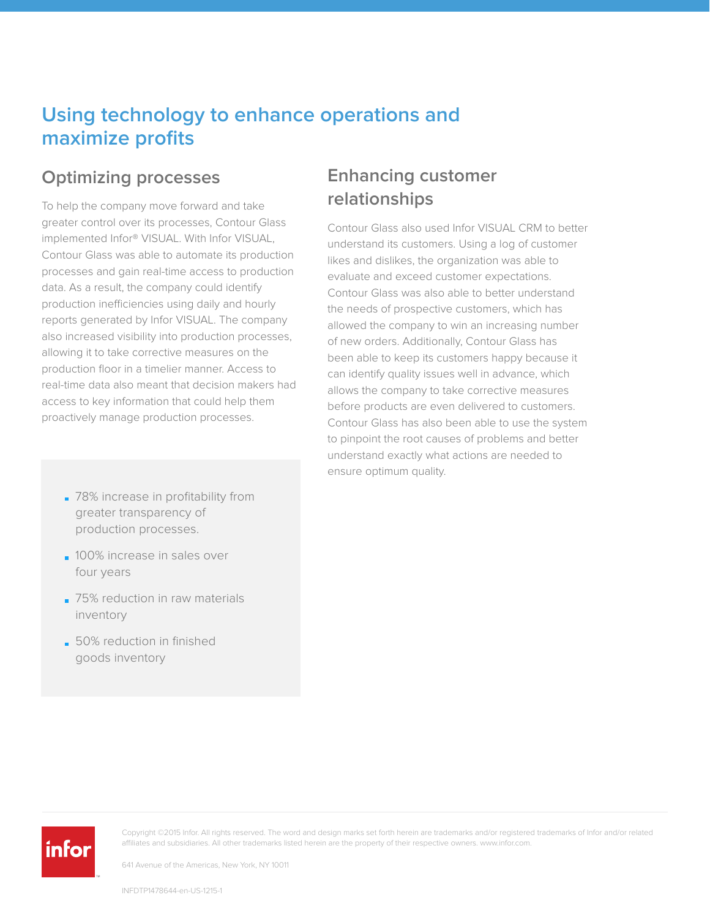# Using technology to enhance operations and maximize profits

## Optimizing processes

To help the company move forward and take greater control over its processes, Contour Glass implemented Infor® VISUAL. With Infor VISUAL, Contour Glass was able to automate its production processes and gain real-time access to production data. As a result, the company could identify production inefficiencies using daily and hourly reports generated by Infor VISUAL. The company also increased visibility into production processes, allowing it to take corrective measures on the production floor in a timelier manner. Access to real-time data also meant that decision makers had access to key information that could help them proactively manage production processes.

- 78% increase in profitability from greater transparency of production processes.
- 100% increase in sales over four years
- 75% reduction in raw materials inventory
- 50% reduction in finished goods inventory

## Enhancing customer relationships

Contour Glass also used Infor VISUAL CRM to better understand its customers. Using a log of customer likes and dislikes, the organization was able to evaluate and exceed customer expectations. Contour Glass was also able to better understand the needs of prospective customers, which has allowed the company to win an increasing number of new orders. Additionally, Contour Glass has been able to keep its customers happy because it can identify quality issues well in advance, which allows the company to take corrective measures before products are even delivered to customers. Contour Glass has also been able to use the system to pinpoint the root causes of problems and better understand exactly what actions are needed to ensure optimum quality.

Copyright ©2015 Infor. All rights reserved. The word and design marks set forth herein are trademarks and/or registered trademarks of Infor and/or related affiliates and subsidiaries. All other trademarks listed herein are the property of their respective owners. www.infor.com.

641 Avenue of the Americas, New York, NY 10011

INFDTP1478644-en-US-1215-1